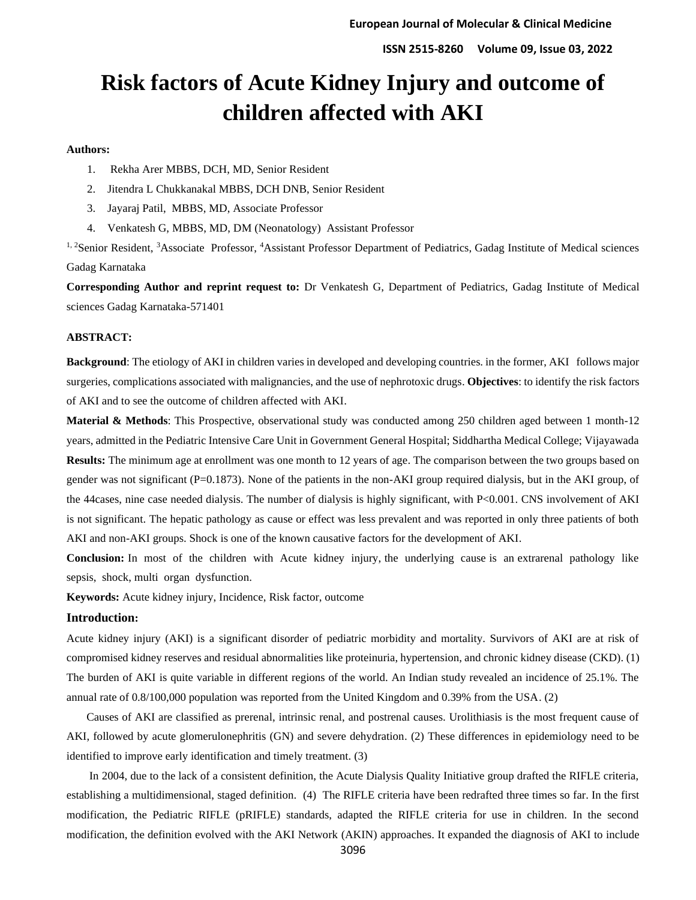# Risk factors of Acute Kidney Injury and outcome of children affected with AKI

**Authors:**

1. Rekha Arer MBBS, DCH, MD, Senior Resident
2. Jitendra L Chukkanakal MBBS, DCH DNB, Senior Resident
3. Jayaraj Patil, MBBS, MD, Associate Professor
4. Venkatesh G, MBBS, MD, DM (Neonatology) Assistant Professor

[1, 2]Senior Resident, [3]Associate Professor, [4]Assistant Professor Department of Pediatrics, Gadag Institute of Medical sciences Gadag Karnataka

**Corresponding Author and reprint request to:** Dr Venkatesh G, Department of Pediatrics, Gadag Institute of Medical sciences Gadag Karnataka-571401

**ABSTRACT:**

**Background**: The etiology of AKI in children varies in developed and developing countries. in the former, AKI follows major surgeries, complications associated with malignancies, and the use of nephrotoxic drugs. **Objectives**: to identify the risk factors of AKI and to see the outcome of children affected with AKI.

**Material & Methods**: This Prospective, observational study was conducted among 250 children aged between 1 month-12 years, admitted in the Pediatric Intensive Care Unit in Government General Hospital; Siddhartha Medical College; Vijayawada

**Results:** The minimum age at enrollment was one month to 12 years of age. The comparison between the two groups based on gender was not significant (P=0.1873). None of the patients in the non-AKI group required dialysis, but in the AKI group, of the 44cases, nine case needed dialysis. The number of dialysis is highly significant, with P<0.001. CNS involvement of AKI is not significant. The hepatic pathology as cause or effect was less prevalent and was reported in only three patients of both AKI and non-AKI groups. Shock is one of the known causative factors for the development of AKI.

**Conclusion:** In most of the children with Acute kidney injury, the underlying cause is an extrarenal pathology like sepsis, shock, multi organ dysfunction.

**Keywords:** Acute kidney injury, Incidence, Risk factor, outcome

## Introduction:

Acute kidney injury (AKI) is a significant disorder of pediatric morbidity and mortality. Survivors of AKI are at risk of compromised kidney reserves and residual abnormalities like proteinuria, hypertension, and chronic kidney disease (CKD). (1) The burden of AKI is quite variable in different regions of the world. An Indian study revealed an incidence of 25.1%. The annual rate of 0.8/100,000 population was reported from the United Kingdom and 0.39% from the USA. (2)

Causes of AKI are classified as prerenal, intrinsic renal, and postrenal causes. Urolithiasis is the most frequent cause of AKI, followed by acute glomerulonephritis (GN) and severe dehydration. (2) These differences in epidemiology need to be identified to improve early identification and timely treatment. (3)

In 2004, due to the lack of a consistent definition, the Acute Dialysis Quality Initiative group drafted the RIFLE criteria, establishing a multidimensional, staged definition. (4) The RIFLE criteria have been redrafted three times so far. In the first modification, the Pediatric RIFLE (pRIFLE) standards, adapted the RIFLE criteria for use in children. In the second modification, the definition evolved with the AKI Network (AKIN) approaches. It expanded the diagnosis of AKI to include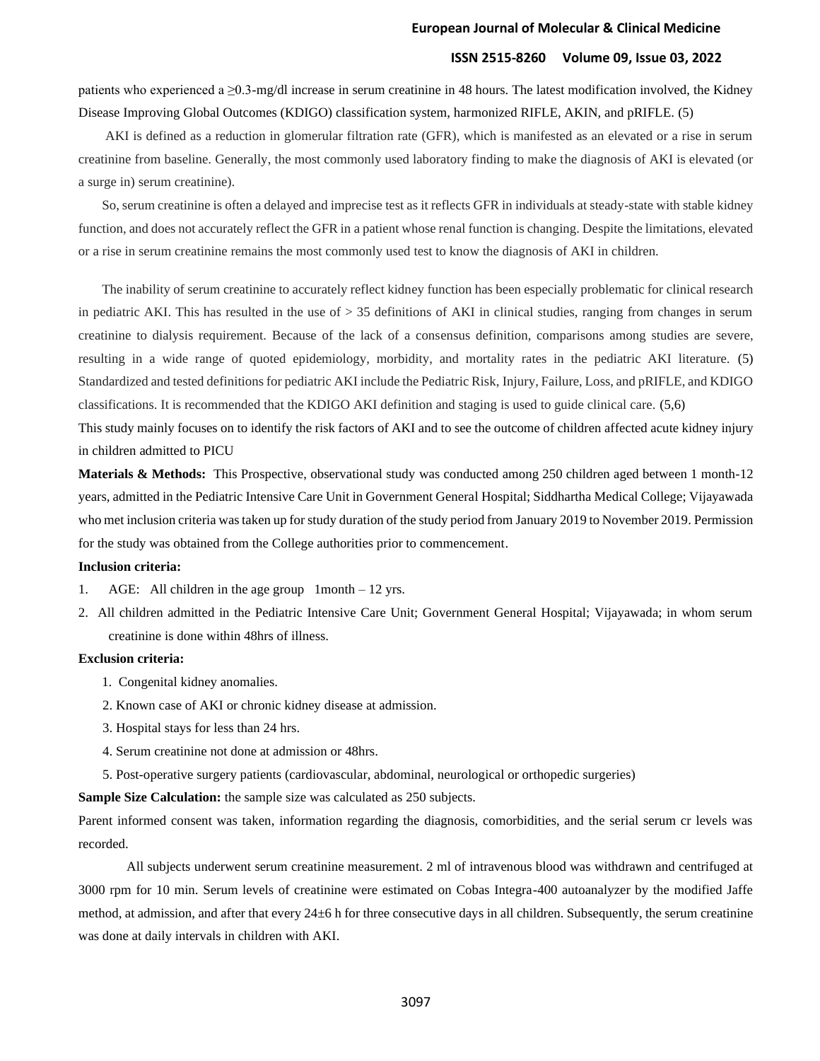patients who experienced a ≥0.3-mg/dl increase in serum creatinine in 48 hours. The latest modification involved, the Kidney Disease Improving Global Outcomes (KDIGO) classification system, harmonized RIFLE, AKIN, and pRIFLE. (5)

AKI is defined as a reduction in glomerular filtration rate (GFR), which is manifested as an elevated or a rise in serum creatinine from baseline. Generally, the most commonly used laboratory finding to make the diagnosis of AKI is elevated (or a surge in) serum creatinine).

So, serum creatinine is often a delayed and imprecise test as it reflects GFR in individuals at steady-state with stable kidney function, and does not accurately reflect the GFR in a patient whose renal function is changing. Despite the limitations, elevated or a rise in serum creatinine remains the most commonly used test to know the diagnosis of AKI in children.

The inability of serum creatinine to accurately reflect kidney function has been especially problematic for clinical research in pediatric AKI. This has resulted in the use of > 35 definitions of AKI in clinical studies, ranging from changes in serum creatinine to dialysis requirement. Because of the lack of a consensus definition, comparisons among studies are severe, resulting in a wide range of quoted epidemiology, morbidity, and mortality rates in the pediatric AKI literature. (5) Standardized and tested definitions for pediatric AKI include the Pediatric Risk, Injury, Failure, Loss, and pRIFLE, and KDIGO classifications. It is recommended that the KDIGO AKI definition and staging is used to guide clinical care. (5,6)

This study mainly focuses on to identify the risk factors of AKI and to see the outcome of children affected acute kidney injury in children admitted to PICU

**Materials & Methods:** This Prospective, observational study was conducted among 250 children aged between 1 month-12 years, admitted in the Pediatric Intensive Care Unit in Government General Hospital; Siddhartha Medical College; Vijayawada who met inclusion criteria was taken up for study duration of the study period from January 2019 to November 2019. Permission for the study was obtained from the College authorities prior to commencement.

**Inclusion criteria:**

1. AGE: All children in the age group 1month – 12 yrs.
2. All children admitted in the Pediatric Intensive Care Unit; Government General Hospital; Vijayawada; in whom serum creatinine is done within 48hrs of illness.

**Exclusion criteria:**

1. Congenital kidney anomalies.
2. Known case of AKI or chronic kidney disease at admission.
3. Hospital stays for less than 24 hrs.
4. Serum creatinine not done at admission or 48hrs.
5. Post-operative surgery patients (cardiovascular, abdominal, neurological or orthopedic surgeries)

**Sample Size Calculation:** the sample size was calculated as 250 subjects.

Parent informed consent was taken, information regarding the diagnosis, comorbidities, and the serial serum cr levels was recorded.

All subjects underwent serum creatinine measurement. 2 ml of intravenous blood was withdrawn and centrifuged at 3000 rpm for 10 min. Serum levels of creatinine were estimated on Cobas Integra-400 autoanalyzer by the modified Jaffe method, at admission, and after that every 24±6 h for three consecutive days in all children. Subsequently, the serum creatinine was done at daily intervals in children with AKI.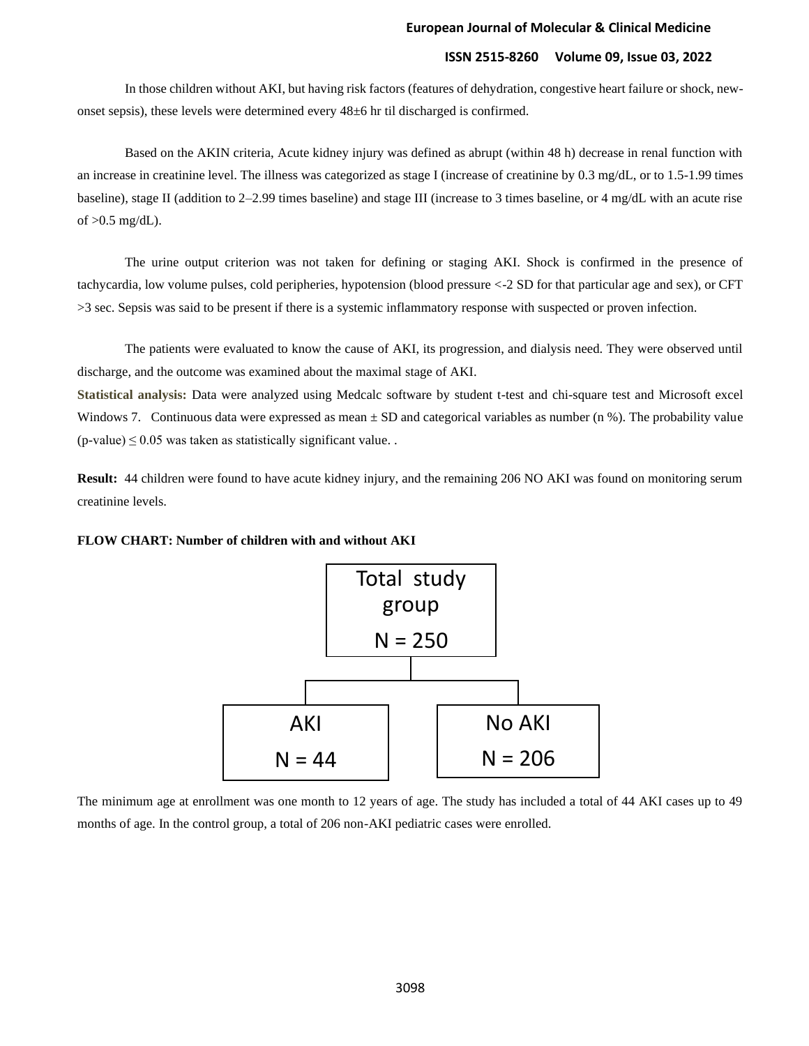In those children without AKI, but having risk factors (features of dehydration, congestive heart failure or shock, new-onset sepsis), these levels were determined every 48±6 hr til discharged is confirmed.

Based on the AKIN criteria, Acute kidney injury was defined as abrupt (within 48 h) decrease in renal function with an increase in creatinine level. The illness was categorized as stage I (increase of creatinine by 0.3 mg/dL, or to 1.5-1.99 times baseline), stage II (addition to 2–2.99 times baseline) and stage III (increase to 3 times baseline, or 4 mg/dL with an acute rise of >0.5 mg/dL).

The urine output criterion was not taken for defining or staging AKI. Shock is confirmed in the presence of tachycardia, low volume pulses, cold peripheries, hypotension (blood pressure <-2 SD for that particular age and sex), or CFT >3 sec. Sepsis was said to be present if there is a systemic inflammatory response with suspected or proven infection.

The patients were evaluated to know the cause of AKI, its progression, and dialysis need. They were observed until discharge, and the outcome was examined about the maximal stage of AKI.

**Statistical analysis:** Data were analyzed using Medcalc software by student t-test and chi-square test and Microsoft excel Windows 7. Continuous data were expressed as mean ± SD and categorical variables as number (n %). The probability value (p-value) $\leq 0.05$ was taken as statistically significant value. .

**Result:** 44 children were found to have acute kidney injury, and the remaining 206 NO AKI was found on monitoring serum creatinine levels.

**FLOW CHART: Number of children with and without AKI**

Total study group N = 250

- AKI N = 44
- No AKI N = 206

The minimum age at enrollment was one month to 12 years of age. The study has included a total of 44 AKI cases up to 49 months of age. In the control group, a total of 206 non-AKI pediatric cases were enrolled.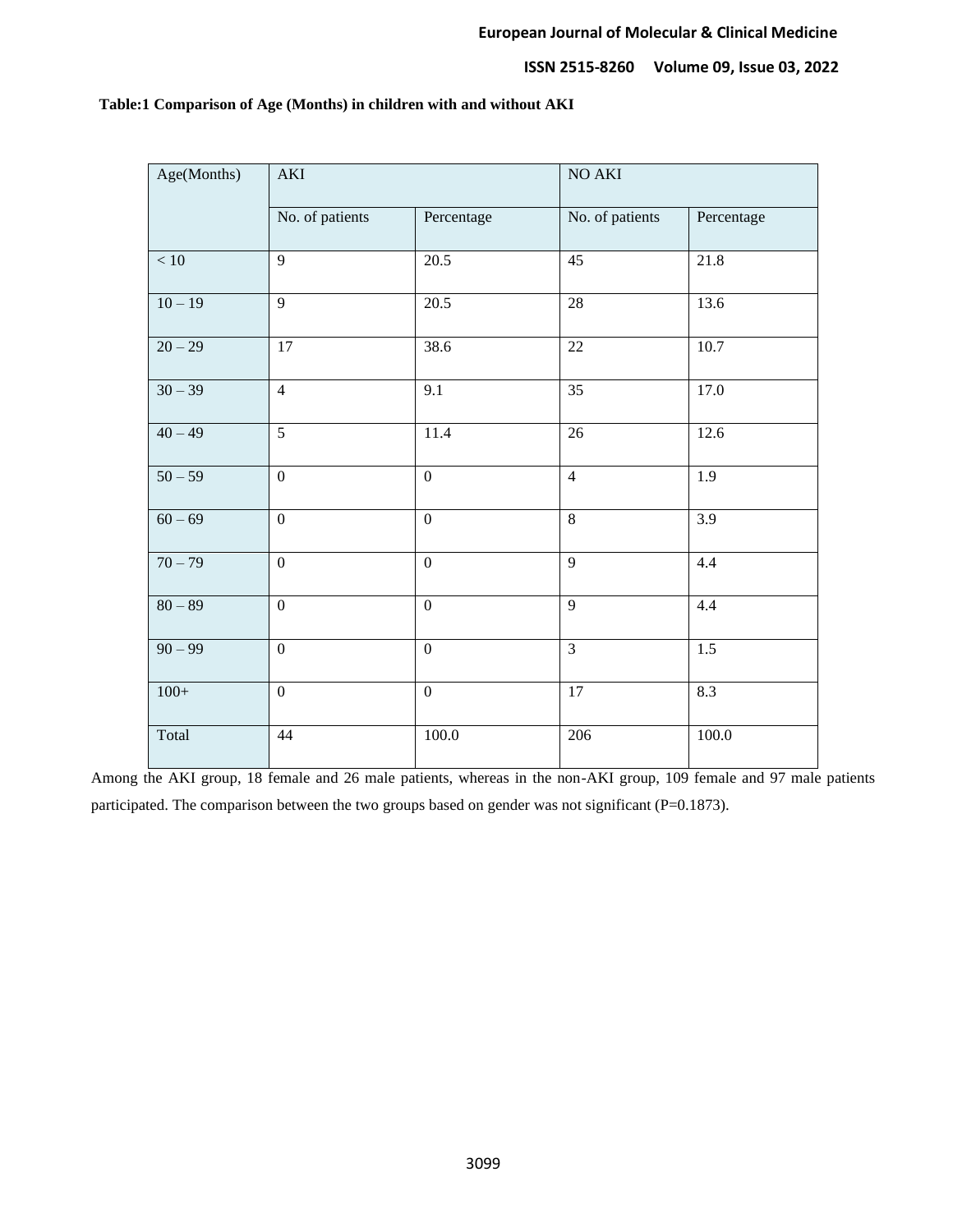**Table:1 Comparison of Age (Months) in children with and without AKI**

| Age(Months) | AKI | | NO AKI | |
|---|---|---|---|---|
| | No. of patients | Percentage | No. of patients | Percentage |
| < 10 | 9 | 20.5 | 45 | 21.8 |
| 10 – 19 | 9 | 20.5 | 28 | 13.6 |
| 20 – 29 | 17 | 38.6 | 22 | 10.7 |
| 30 – 39 | 4 | 9.1 | 35 | 17.0 |
| 40 – 49 | 5 | 11.4 | 26 | 12.6 |
| 50 – 59 | 0 | 0 | 4 | 1.9 |
| 60 – 69 | 0 | 0 | 8 | 3.9 |
| 70 – 79 | 0 | 0 | 9 | 4.4 |
| 80 – 89 | 0 | 0 | 9 | 4.4 |
| 90 – 99 | 0 | 0 | 3 | 1.5 |
| 100+ | 0 | 0 | 17 | 8.3 |
| Total | 44 | 100.0 | 206 | 100.0 |

Among the AKI group, 18 female and 26 male patients, whereas in the non-AKI group, 109 female and 97 male patients participated. The comparison between the two groups based on gender was not significant (P=0.1873).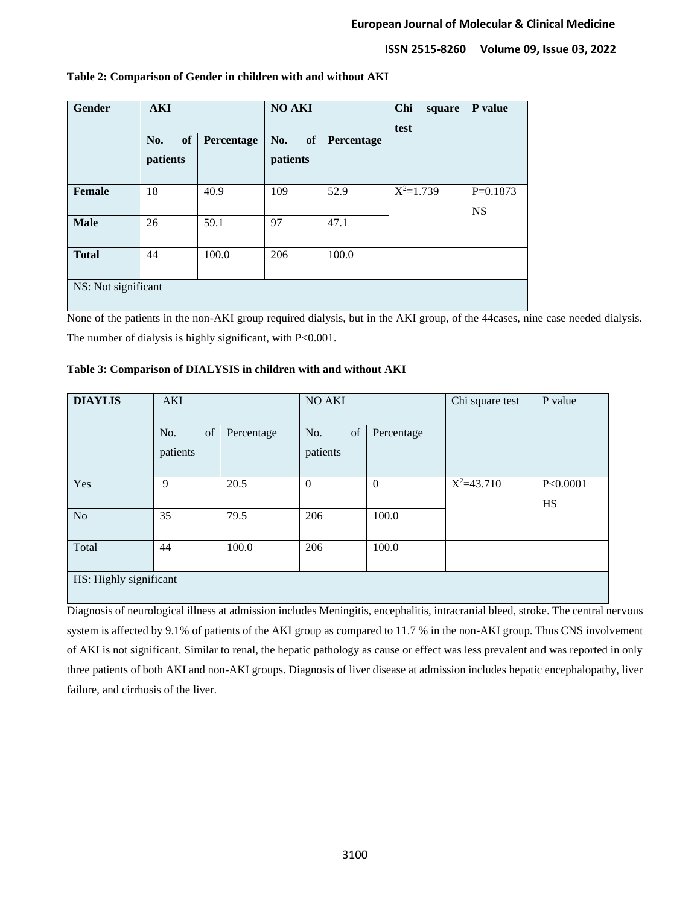**Table 2: Comparison of Gender in children with and without AKI**

| Gender | AKI | | NO AKI | | Chi square test | P value |
|---|---|---|---|---|---|---|
| | No. of patients | Percentage | No. of patients | Percentage | | |
| **Female** | 18 | 40.9 | 109 | 52.9 | $X^2$=1.739 | P=0.1873 NS |
| **Male** | 26 | 59.1 | 97 | 47.1 | | |
| **Total** | 44 | 100.0 | 206 | 100.0 | | |
| NS: Not significant | | | | | | |

None of the patients in the non-AKI group required dialysis, but in the AKI group, of the 44cases, nine case needed dialysis. The number of dialysis is highly significant, with P<0.001.

**Table 3: Comparison of DIALYSIS in children with and without AKI**

| DIAYLIS | AKI | | NO AKI | | Chi square test | P value |
|---|---|---|---|---|---|---|
| | No. of patients | Percentage | No. of patients | Percentage | | |
| Yes | 9 | 20.5 | 0 | 0 | $X^2$=43.710 | P<0.0001 HS |
| No | 35 | 79.5 | 206 | 100.0 | | |
| Total | 44 | 100.0 | 206 | 100.0 | | |
| HS: Highly significant | | | | | | |

Diagnosis of neurological illness at admission includes Meningitis, encephalitis, intracranial bleed, stroke. The central nervous system is affected by 9.1% of patients of the AKI group as compared to 11.7 % in the non-AKI group. Thus CNS involvement of AKI is not significant. Similar to renal, the hepatic pathology as cause or effect was less prevalent and was reported in only three patients of both AKI and non-AKI groups. Diagnosis of liver disease at admission includes hepatic encephalopathy, liver failure, and cirrhosis of the liver.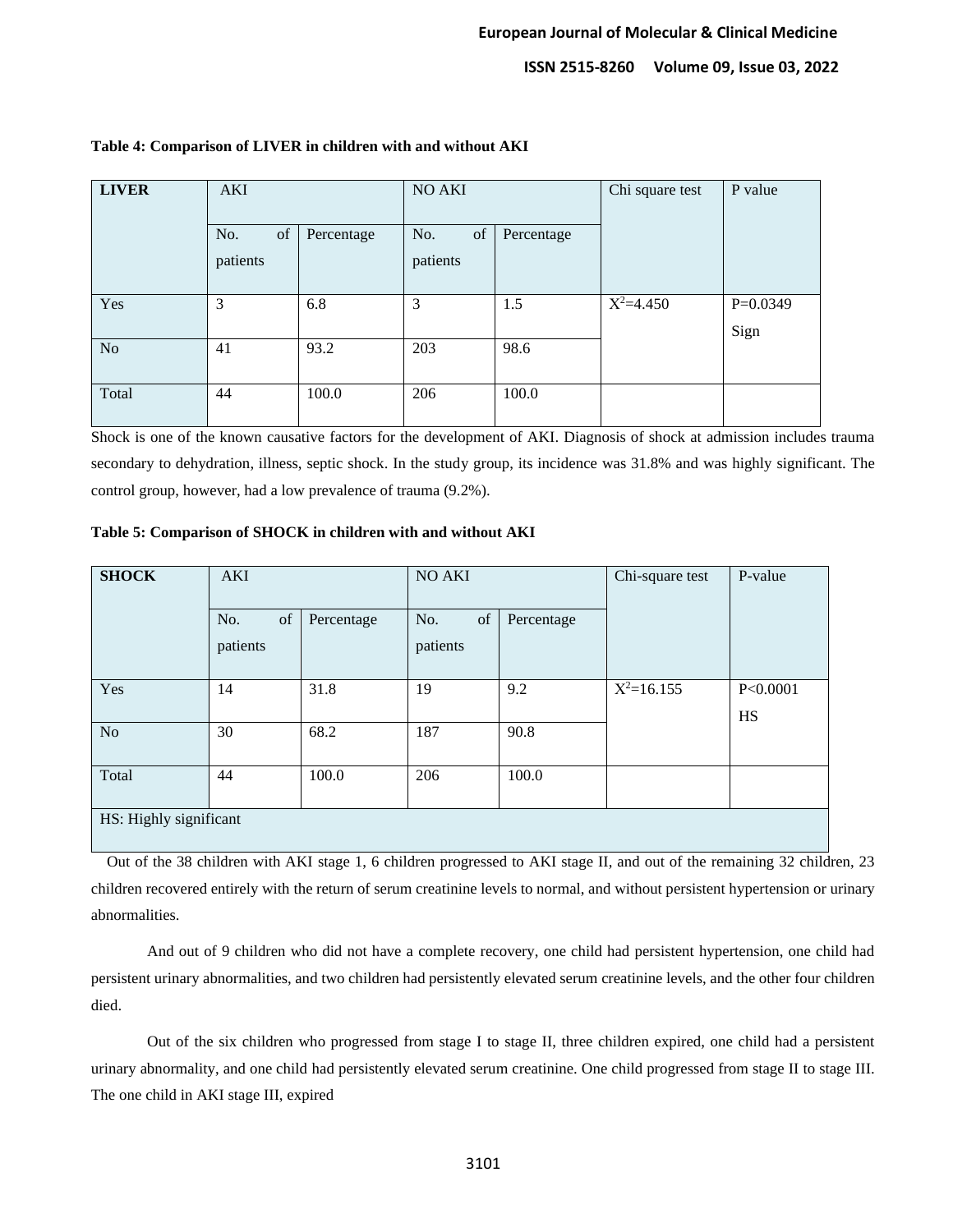**Table 4: Comparison of LIVER in children with and without AKI**

| LIVER | AKI | | NO AKI | | Chi square test | P value |
|---|---|---|---|---|---|---|
| | No. of patients | Percentage | No. of patients | Percentage | | |
| Yes | 3 | 6.8 | 3 | 1.5 | $X^2$=4.450 | P=0.0349 Sign |
| No | 41 | 93.2 | 203 | 98.6 | | |
| Total | 44 | 100.0 | 206 | 100.0 | | |

Shock is one of the known causative factors for the development of AKI. Diagnosis of shock at admission includes trauma secondary to dehydration, illness, septic shock. In the study group, its incidence was 31.8% and was highly significant. The control group, however, had a low prevalence of trauma (9.2%).

**Table 5: Comparison of SHOCK in children with and without AKI**

| SHOCK | AKI | | NO AKI | | Chi-square test | P-value |
|---|---|---|---|---|---|---|
| | No. of patients | Percentage | No. of patients | Percentage | | |
| Yes | 14 | 31.8 | 19 | 9.2 | $X^2$=16.155 | P<0.0001 HS |
| No | 30 | 68.2 | 187 | 90.8 | | |
| Total | 44 | 100.0 | 206 | 100.0 | | |
| HS: Highly significant | | | | | | |

Out of the 38 children with AKI stage 1, 6 children progressed to AKI stage II, and out of the remaining 32 children, 23 children recovered entirely with the return of serum creatinine levels to normal, and without persistent hypertension or urinary abnormalities.

And out of 9 children who did not have a complete recovery, one child had persistent hypertension, one child had persistent urinary abnormalities, and two children had persistently elevated serum creatinine levels, and the other four children died.

Out of the six children who progressed from stage I to stage II, three children expired, one child had a persistent urinary abnormality, and one child had persistently elevated serum creatinine. One child progressed from stage II to stage III. The one child in AKI stage III, expired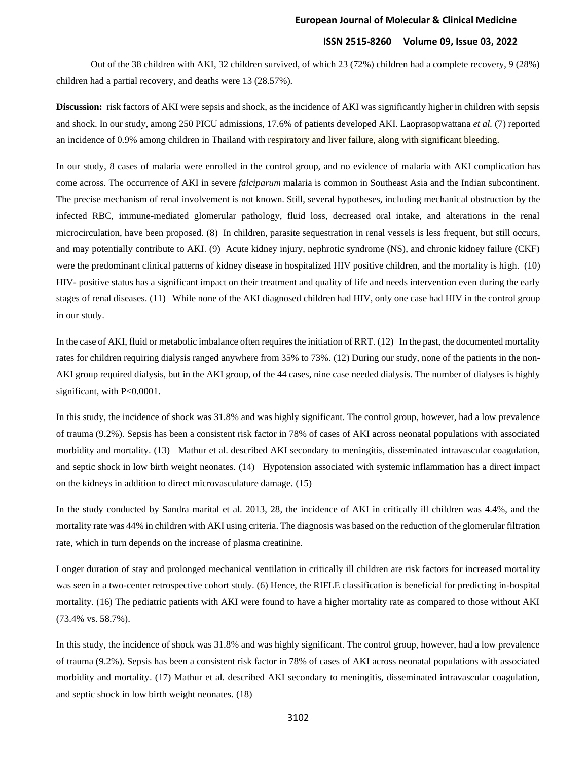Out of the 38 children with AKI, 32 children survived, of which 23 (72%) children had a complete recovery, 9 (28%) children had a partial recovery, and deaths were 13 (28.57%).

**Discussion:** risk factors of AKI were sepsis and shock, as the incidence of AKI was significantly higher in children with sepsis and shock. In our study, among 250 PICU admissions, 17.6% of patients developed AKI. Laoprasopwattana *et al.* (7) reported an incidence of 0.9% among children in Thailand with respiratory and liver failure, along with significant bleeding.

In our study, 8 cases of malaria were enrolled in the control group, and no evidence of malaria with AKI complication has come across. The occurrence of AKI in severe *falciparum* malaria is common in Southeast Asia and the Indian subcontinent. The precise mechanism of renal involvement is not known. Still, several hypotheses, including mechanical obstruction by the infected RBC, immune-mediated glomerular pathology, fluid loss, decreased oral intake, and alterations in the renal microcirculation, have been proposed. (8) In children, parasite sequestration in renal vessels is less frequent, but still occurs, and may potentially contribute to AKI. (9) Acute kidney injury, nephrotic syndrome (NS), and chronic kidney failure (CKF) were the predominant clinical patterns of kidney disease in hospitalized HIV positive children, and the mortality is high. (10) HIV- positive status has a significant impact on their treatment and quality of life and needs intervention even during the early stages of renal diseases. (11) While none of the AKI diagnosed children had HIV, only one case had HIV in the control group in our study.

In the case of AKI, fluid or metabolic imbalance often requires the initiation of RRT. (12) In the past, the documented mortality rates for children requiring dialysis ranged anywhere from 35% to 73%. (12) During our study, none of the patients in the non-AKI group required dialysis, but in the AKI group, of the 44 cases, nine case needed dialysis. The number of dialyses is highly significant, with P<0.0001.

In this study, the incidence of shock was 31.8% and was highly significant. The control group, however, had a low prevalence of trauma (9.2%). Sepsis has been a consistent risk factor in 78% of cases of AKI across neonatal populations with associated morbidity and mortality. (13) Mathur et al. described AKI secondary to meningitis, disseminated intravascular coagulation, and septic shock in low birth weight neonates. (14) Hypotension associated with systemic inflammation has a direct impact on the kidneys in addition to direct microvasculature damage. (15)

In the study conducted by Sandra marital et al. 2013, 28, the incidence of AKI in critically ill children was 4.4%, and the mortality rate was 44% in children with AKI using criteria. The diagnosis was based on the reduction of the glomerular filtration rate, which in turn depends on the increase of plasma creatinine.

Longer duration of stay and prolonged mechanical ventilation in critically ill children are risk factors for increased mortality was seen in a two-center retrospective cohort study. (6) Hence, the RIFLE classification is beneficial for predicting in-hospital mortality. (16) The pediatric patients with AKI were found to have a higher mortality rate as compared to those without AKI (73.4% vs. 58.7%).

In this study, the incidence of shock was 31.8% and was highly significant. The control group, however, had a low prevalence of trauma (9.2%). Sepsis has been a consistent risk factor in 78% of cases of AKI across neonatal populations with associated morbidity and mortality. (17) Mathur et al. described AKI secondary to meningitis, disseminated intravascular coagulation, and septic shock in low birth weight neonates. (18)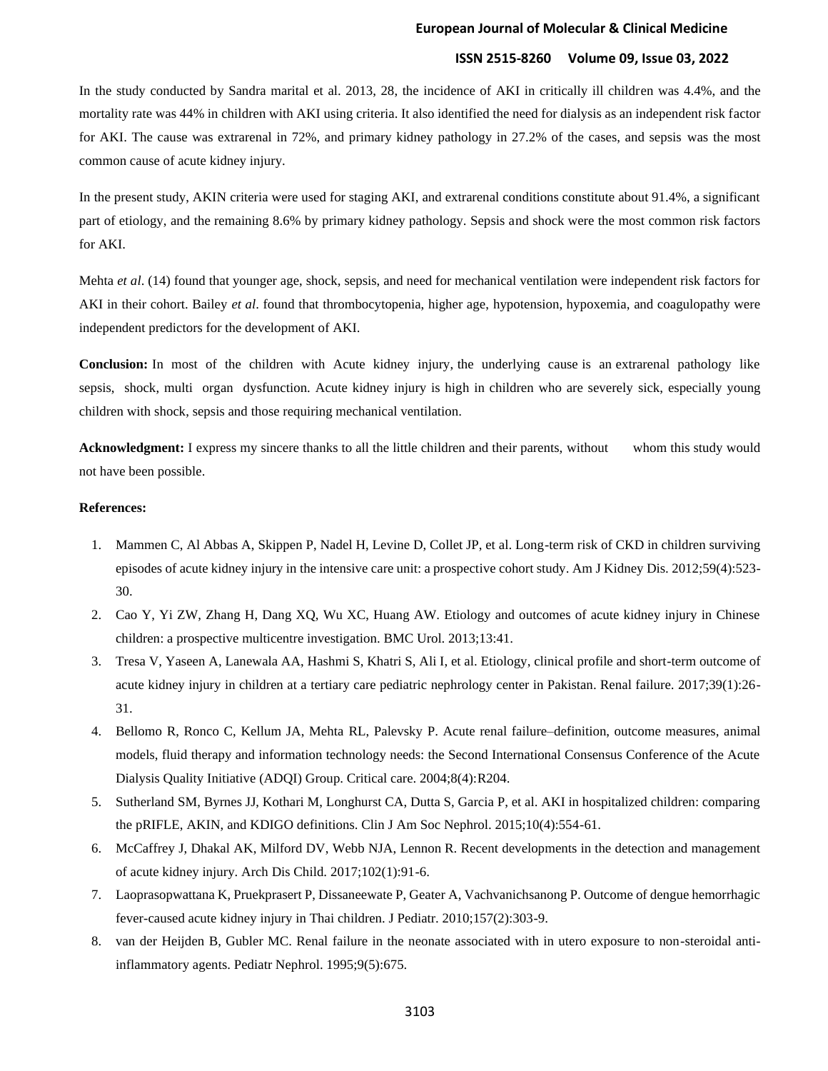In the study conducted by Sandra marital et al. 2013, 28, the incidence of AKI in critically ill children was 4.4%, and the mortality rate was 44% in children with AKI using criteria. It also identified the need for dialysis as an independent risk factor for AKI. The cause was extrarenal in 72%, and primary kidney pathology in 27.2% of the cases, and sepsis was the most common cause of acute kidney injury.

In the present study, AKIN criteria were used for staging AKI, and extrarenal conditions constitute about 91.4%, a significant part of etiology, and the remaining 8.6% by primary kidney pathology. Sepsis and shock were the most common risk factors for AKI.

Mehta *et al*. (14) found that younger age, shock, sepsis, and need for mechanical ventilation were independent risk factors for AKI in their cohort. Bailey *et al*. found that thrombocytopenia, higher age, hypotension, hypoxemia, and coagulopathy were independent predictors for the development of AKI.

**Conclusion:** In most of the children with Acute kidney injury, the underlying cause is an extrarenal pathology like sepsis, shock, multi organ dysfunction. Acute kidney injury is high in children who are severely sick, especially young children with shock, sepsis and those requiring mechanical ventilation.

**Acknowledgment:** I express my sincere thanks to all the little children and their parents, without whom this study would not have been possible.

**References:**

1. Mammen C, Al Abbas A, Skippen P, Nadel H, Levine D, Collet JP, et al. Long-term risk of CKD in children surviving episodes of acute kidney injury in the intensive care unit: a prospective cohort study. Am J Kidney Dis. 2012;59(4):523-30.
2. Cao Y, Yi ZW, Zhang H, Dang XQ, Wu XC, Huang AW. Etiology and outcomes of acute kidney injury in Chinese children: a prospective multicentre investigation. BMC Urol. 2013;13:41.
3. Tresa V, Yaseen A, Lanewala AA, Hashmi S, Khatri S, Ali I, et al. Etiology, clinical profile and short-term outcome of acute kidney injury in children at a tertiary care pediatric nephrology center in Pakistan. Renal failure. 2017;39(1):26-31.
4. Bellomo R, Ronco C, Kellum JA, Mehta RL, Palevsky P. Acute renal failure–definition, outcome measures, animal models, fluid therapy and information technology needs: the Second International Consensus Conference of the Acute Dialysis Quality Initiative (ADQI) Group. Critical care. 2004;8(4):R204.
5. Sutherland SM, Byrnes JJ, Kothari M, Longhurst CA, Dutta S, Garcia P, et al. AKI in hospitalized children: comparing the pRIFLE, AKIN, and KDIGO definitions. Clin J Am Soc Nephrol. 2015;10(4):554-61.
6. McCaffrey J, Dhakal AK, Milford DV, Webb NJA, Lennon R. Recent developments in the detection and management of acute kidney injury. Arch Dis Child. 2017;102(1):91-6.
7. Laoprasopwattana K, Pruekprasert P, Dissaneewate P, Geater A, Vachvanichsanong P. Outcome of dengue hemorrhagic fever-caused acute kidney injury in Thai children. J Pediatr. 2010;157(2):303-9.
8. van der Heijden B, Gubler MC. Renal failure in the neonate associated with in utero exposure to non-steroidal anti-inflammatory agents. Pediatr Nephrol. 1995;9(5):675.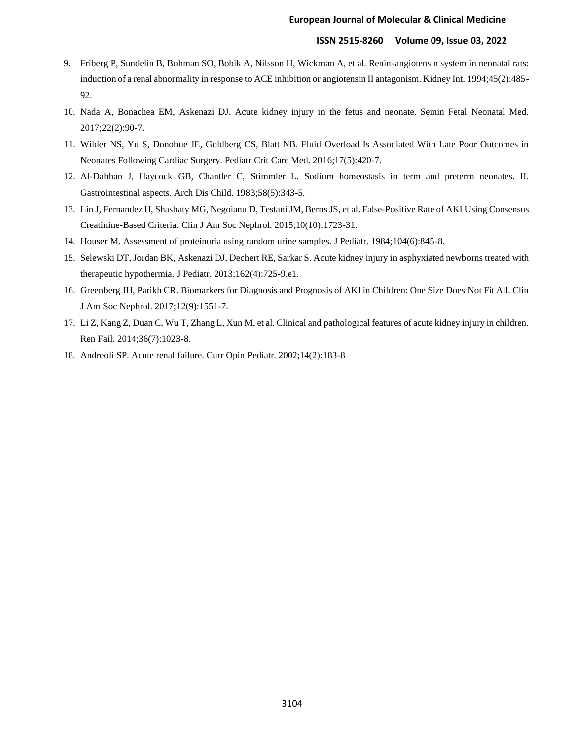9. Friberg P, Sundelin B, Bohman SO, Bobik A, Nilsson H, Wickman A, et al. Renin-angiotensin system in neonatal rats: induction of a renal abnormality in response to ACE inhibition or angiotensin II antagonism. Kidney Int. 1994;45(2):485-92.
10. Nada A, Bonachea EM, Askenazi DJ. Acute kidney injury in the fetus and neonate. Semin Fetal Neonatal Med. 2017;22(2):90-7.
11. Wilder NS, Yu S, Donohue JE, Goldberg CS, Blatt NB. Fluid Overload Is Associated With Late Poor Outcomes in Neonates Following Cardiac Surgery. Pediatr Crit Care Med. 2016;17(5):420-7.
12. Al-Dahhan J, Haycock GB, Chantler C, Stimmler L. Sodium homeostasis in term and preterm neonates. II. Gastrointestinal aspects. Arch Dis Child. 1983;58(5):343-5.
13. Lin J, Fernandez H, Shashaty MG, Negoianu D, Testani JM, Berns JS, et al. False-Positive Rate of AKI Using Consensus Creatinine-Based Criteria. Clin J Am Soc Nephrol. 2015;10(10):1723-31.
14. Houser M. Assessment of proteinuria using random urine samples. J Pediatr. 1984;104(6):845-8.
15. Selewski DT, Jordan BK, Askenazi DJ, Dechert RE, Sarkar S. Acute kidney injury in asphyxiated newborns treated with therapeutic hypothermia. J Pediatr. 2013;162(4):725-9.e1.
16. Greenberg JH, Parikh CR. Biomarkers for Diagnosis and Prognosis of AKI in Children: One Size Does Not Fit All. Clin J Am Soc Nephrol. 2017;12(9):1551-7.
17. Li Z, Kang Z, Duan C, Wu T, Zhang L, Xun M, et al. Clinical and pathological features of acute kidney injury in children. Ren Fail. 2014;36(7):1023-8.
18. Andreoli SP. Acute renal failure. Curr Opin Pediatr. 2002;14(2):183-8